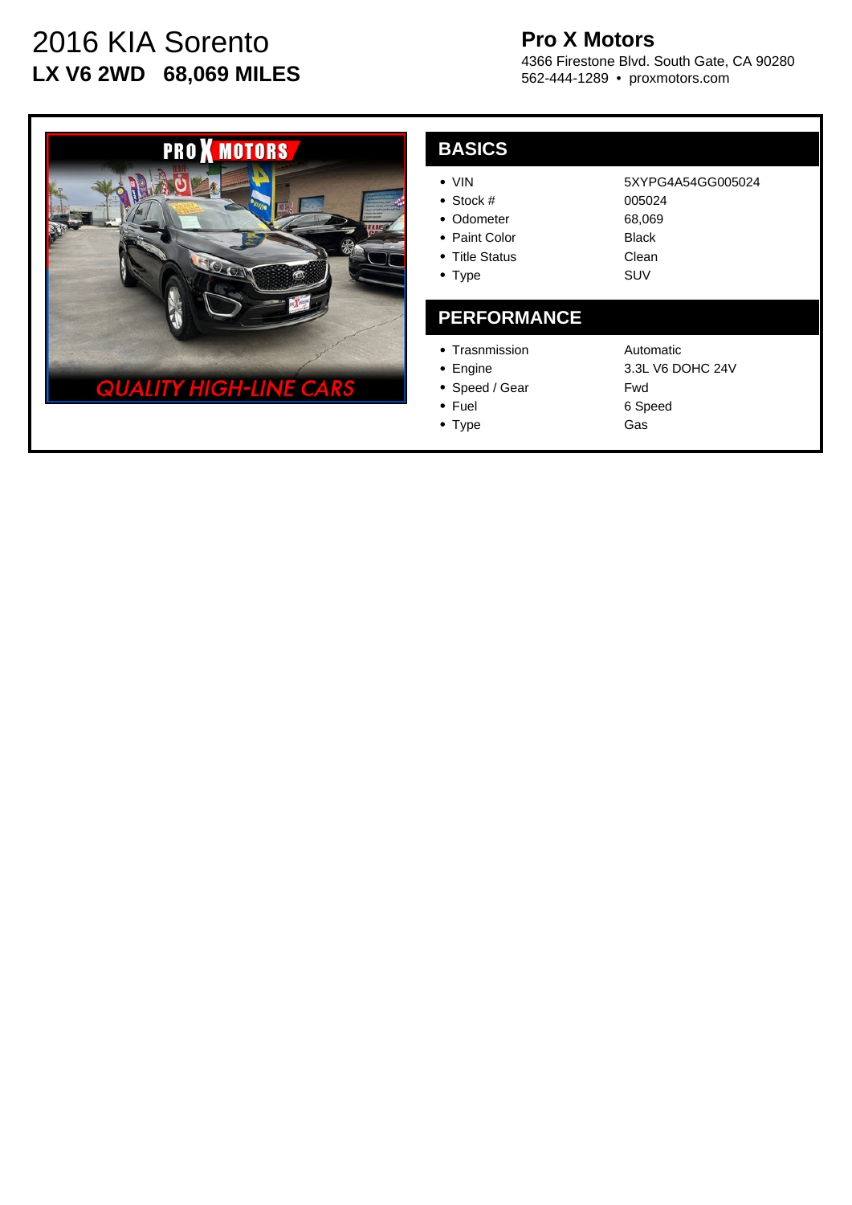# 2016 KIA Sorento

**LX V6 2WD 68,069 MILES**

**Pro X Motors**

4366 Firestone Blvd. South Gate, CA 90280

562-444-1289 • proxmotors.com

## BASICS

| | |
|---|---|
| • VIN | 5XYPG4A54GG005024 |
| • Stock # | 005024 |
| • Odometer | 68,069 |
| • Paint Color | Black |
| • Title Status | Clean |
| • Type | SUV |

## PERFORMANCE

| | |
|---|---|
| • Trasnmission | Automatic |
| • Engine | 3.3L V6 DOHC 24V |
| • Speed / Gear | Fwd |
| • Fuel | 6 Speed |
| • Type | Gas |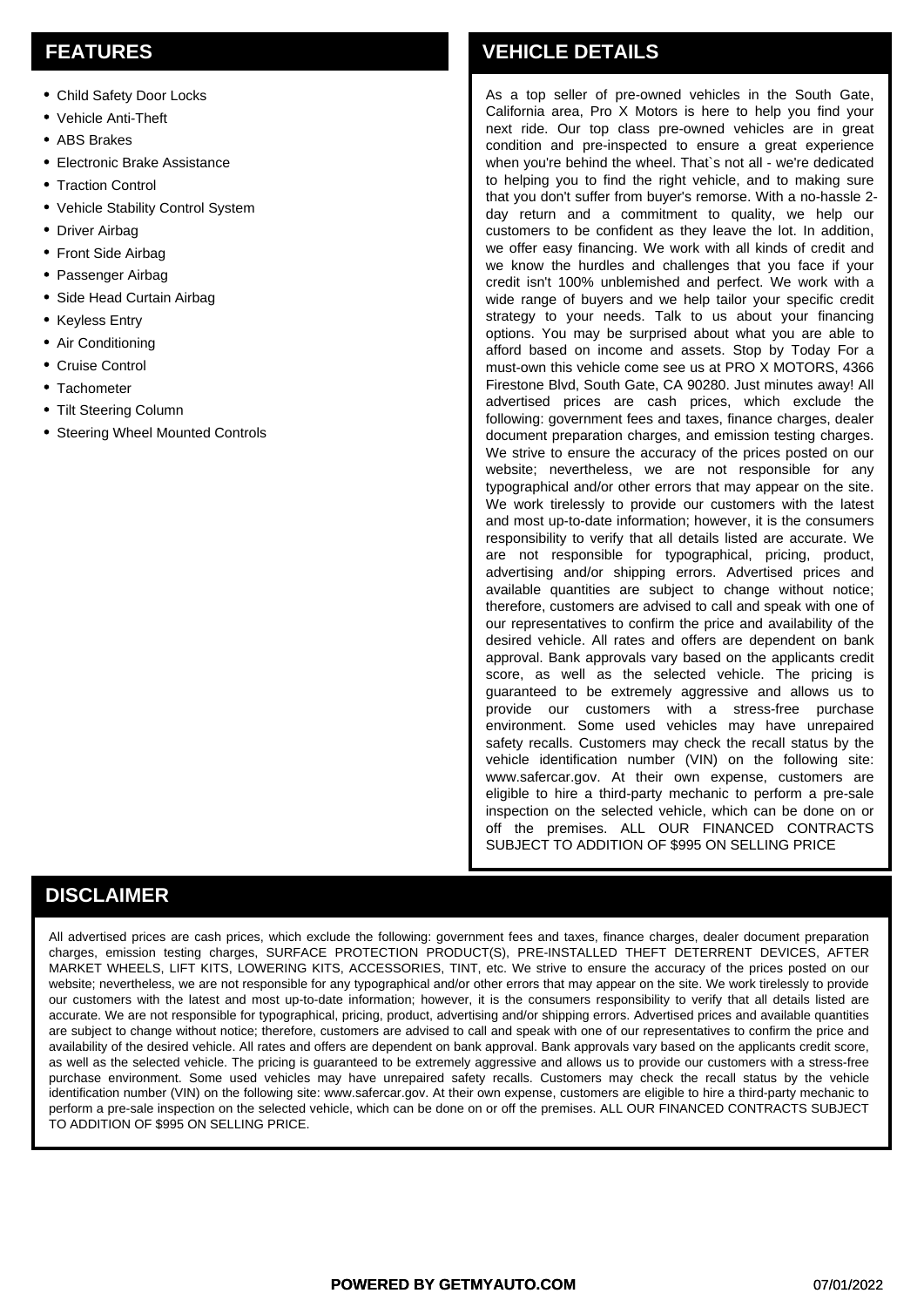## FEATURES

- Child Safety Door Locks
- Vehicle Anti-Theft
- ABS Brakes
- Electronic Brake Assistance
- Traction Control
- Vehicle Stability Control System
- Driver Airbag
- Front Side Airbag
- Passenger Airbag
- Side Head Curtain Airbag
- Keyless Entry
- Air Conditioning
- Cruise Control
- Tachometer
- Tilt Steering Column
- Steering Wheel Mounted Controls

## VEHICLE DETAILS

As a top seller of pre-owned vehicles in the South Gate, California area, Pro X Motors is here to help you find your next ride. Our top class pre-owned vehicles are in great condition and pre-inspected to ensure a great experience when you're behind the wheel. That`s not all - we're dedicated to helping you to find the right vehicle, and to making sure that you don't suffer from buyer's remorse. With a no-hassle 2-day return and a commitment to quality, we help our customers to be confident as they leave the lot. In addition, we offer easy financing. We work with all kinds of credit and we know the hurdles and challenges that you face if your credit isn't 100% unblemished and perfect. We work with a wide range of buyers and we help tailor your specific credit strategy to your needs. Talk to us about your financing options. You may be surprised about what you are able to afford based on income and assets. Stop by Today For a must-own this vehicle come see us at PRO X MOTORS, 4366 Firestone Blvd, South Gate, CA 90280. Just minutes away! All advertised prices are cash prices, which exclude the following: government fees and taxes, finance charges, dealer document preparation charges, and emission testing charges. We strive to ensure the accuracy of the prices posted on our website; nevertheless, we are not responsible for any typographical and/or other errors that may appear on the site. We work tirelessly to provide our customers with the latest and most up-to-date information; however, it is the consumers responsibility to verify that all details listed are accurate. We are not responsible for typographical, pricing, product, advertising and/or shipping errors. Advertised prices and available quantities are subject to change without notice; therefore, customers are advised to call and speak with one of our representatives to confirm the price and availability of the desired vehicle. All rates and offers are dependent on bank approval. Bank approvals vary based on the applicants credit score, as well as the selected vehicle. The pricing is guaranteed to be extremely aggressive and allows us to provide our customers with a stress-free purchase environment. Some used vehicles may have unrepaired safety recalls. Customers may check the recall status by the vehicle identification number (VIN) on the following site: www.safercar.gov. At their own expense, customers are eligible to hire a third-party mechanic to perform a pre-sale inspection on the selected vehicle, which can be done on or off the premises. ALL OUR FINANCED CONTRACTS SUBJECT TO ADDITION OF $995 ON SELLING PRICE

## DISCLAIMER

All advertised prices are cash prices, which exclude the following: government fees and taxes, finance charges, dealer document preparation charges, emission testing charges, SURFACE PROTECTION PRODUCT(S), PRE-INSTALLED THEFT DETERRENT DEVICES, AFTER MARKET WHEELS, LIFT KITS, LOWERING KITS, ACCESSORIES, TINT, etc. We strive to ensure the accuracy of the prices posted on our website; nevertheless, we are not responsible for any typographical and/or other errors that may appear on the site. We work tirelessly to provide our customers with the latest and most up-to-date information; however, it is the consumers responsibility to verify that all details listed are accurate. We are not responsible for typographical, pricing, product, advertising and/or shipping errors. Advertised prices and available quantities are subject to change without notice; therefore, customers are advised to call and speak with one of our representatives to confirm the price and availability of the desired vehicle. All rates and offers are dependent on bank approval. Bank approvals vary based on the applicants credit score, as well as the selected vehicle. The pricing is guaranteed to be extremely aggressive and allows us to provide our customers with a stress-free purchase environment. Some used vehicles may have unrepaired safety recalls. Customers may check the recall status by the vehicle identification number (VIN) on the following site: www.safercar.gov. At their own expense, customers are eligible to hire a third-party mechanic to perform a pre-sale inspection on the selected vehicle, which can be done on or off the premises. ALL OUR FINANCED CONTRACTS SUBJECT TO ADDITION OF $995 ON SELLING PRICE.